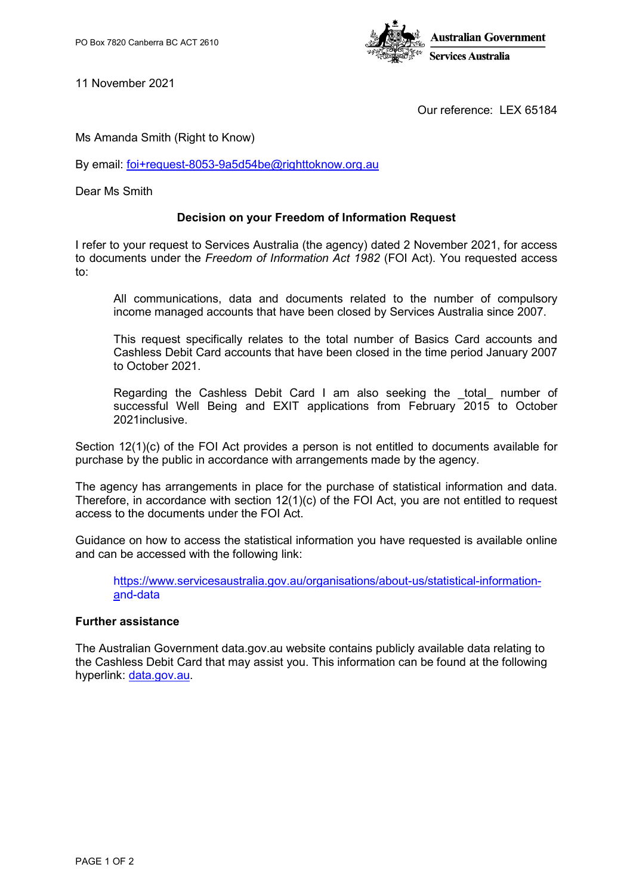PO Box 7820 Canberra BC ACT 2610

Australian Government
Services Australia

11 November 2021

Our reference: LEX 65184

Ms Amanda Smith (Right to Know)

By email: [foi+request-8053-9a5d54be@righttoknow.org.au](mailto:foi+request-8053-9a5d54be@righttoknow.org.au)

Dear Ms Smith

**Decision on your Freedom of Information Request**

I refer to your request to Services Australia (the agency) dated 2 November 2021, for access to documents under the *Freedom of Information Act 1982* (FOI Act). You requested access to:

> All communications, data and documents related to the number of compulsory income managed accounts that have been closed by Services Australia since 2007.
>
> This request specifically relates to the total number of Basics Card accounts and Cashless Debit Card accounts that have been closed in the time period January 2007 to October 2021.
>
> Regarding the Cashless Debit Card I am also seeking the _total_ number of successful Well Being and EXIT applications from February 2015 to October 2021inclusive.

Section 12(1)(c) of the FOI Act provides a person is not entitled to documents available for purchase by the public in accordance with arrangements made by the agency.

The agency has arrangements in place for the purchase of statistical information and data. Therefore, in accordance with section 12(1)(c) of the FOI Act, you are not entitled to request access to the documents under the FOI Act.

Guidance on how to access the statistical information you have requested is available online and can be accessed with the following link:

> [https://www.servicesaustralia.gov.au/organisations/about-us/statistical-information-and-data](https://www.servicesaustralia.gov.au/organisations/about-us/statistical-information-and-data)

**Further assistance**

The Australian Government data.gov.au website contains publicly available data relating to the Cashless Debit Card that may assist you. This information can be found at the following hyperlink: [data.gov.au](https://data.gov.au).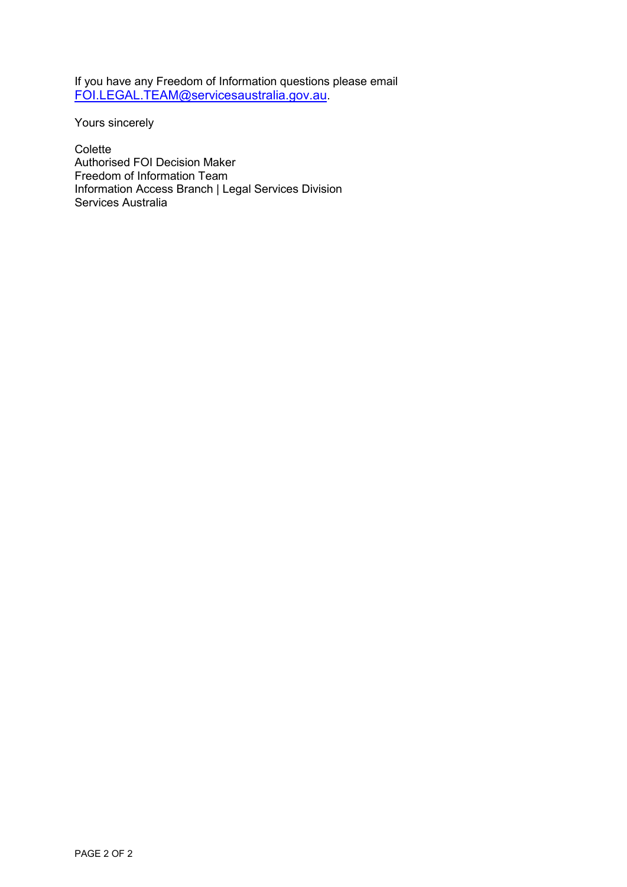If you have any Freedom of Information questions please email FOI.LEGAL.TEAM@servicesaustralia.gov.au.

Yours sincerely

Colette
Authorised FOI Decision Maker
Freedom of Information Team
Information Access Branch | Legal Services Division
Services Australia